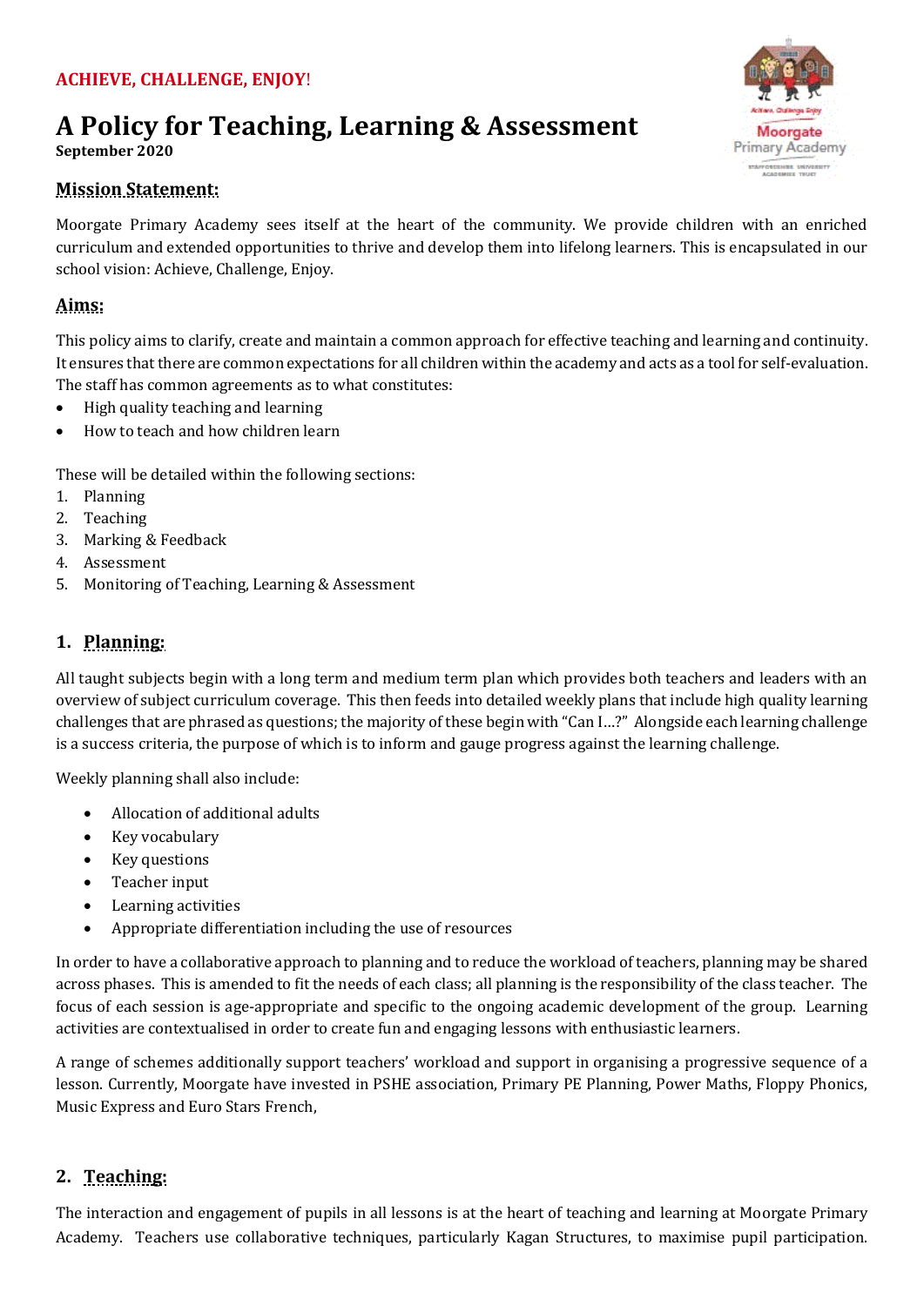**ACHIEVE, CHALLENGE, ENJOY!**

# A Policy for Teaching, Learning & Assessment

**September 2020**

## Mission Statement:

Moorgate Primary Academy sees itself at the heart of the community. We provide children with an enriched curriculum and extended opportunities to thrive and develop them into lifelong learners. This is encapsulated in our school vision: Achieve, Challenge, Enjoy.

## Aims:

This policy aims to clarify, create and maintain a common approach for effective teaching and learning and continuity. It ensures that there are common expectations for all children within the academy and acts as a tool for self-evaluation. The staff has common agreements as to what constitutes:

- High quality teaching and learning
- How to teach and how children learn

These will be detailed within the following sections:

1. Planning
2. Teaching
3. Marking & Feedback
4. Assessment
5. Monitoring of Teaching, Learning & Assessment

## 1. Planning:

All taught subjects begin with a long term and medium term plan which provides both teachers and leaders with an overview of subject curriculum coverage. This then feeds into detailed weekly plans that include high quality learning challenges that are phrased as questions; the majority of these begin with "Can I…?" Alongside each learning challenge is a success criteria, the purpose of which is to inform and gauge progress against the learning challenge.

Weekly planning shall also include:

- Allocation of additional adults
- Key vocabulary
- Key questions
- Teacher input
- Learning activities
- Appropriate differentiation including the use of resources

In order to have a collaborative approach to planning and to reduce the workload of teachers, planning may be shared across phases. This is amended to fit the needs of each class; all planning is the responsibility of the class teacher. The focus of each session is age-appropriate and specific to the ongoing academic development of the group. Learning activities are contextualised in order to create fun and engaging lessons with enthusiastic learners.

A range of schemes additionally support teachers' workload and support in organising a progressive sequence of a lesson. Currently, Moorgate have invested in PSHE association, Primary PE Planning, Power Maths, Floppy Phonics, Music Express and Euro Stars French,

## 2. Teaching:

The interaction and engagement of pupils in all lessons is at the heart of teaching and learning at Moorgate Primary Academy. Teachers use collaborative techniques, particularly Kagan Structures, to maximise pupil participation.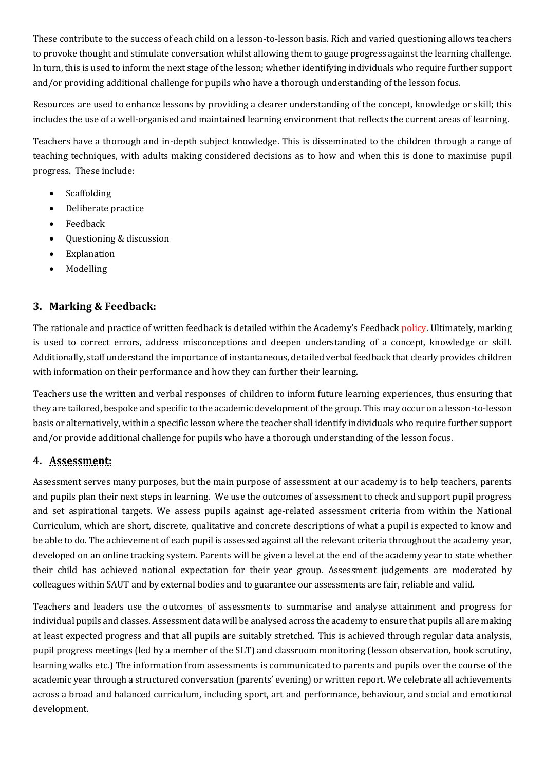These contribute to the success of each child on a lesson-to-lesson basis. Rich and varied questioning allows teachers to provoke thought and stimulate conversation whilst allowing them to gauge progress against the learning challenge. In turn, this is used to inform the next stage of the lesson; whether identifying individuals who require further support and/or providing additional challenge for pupils who have a thorough understanding of the lesson focus.

Resources are used to enhance lessons by providing a clearer understanding of the concept, knowledge or skill; this includes the use of a well-organised and maintained learning environment that reflects the current areas of learning.

Teachers have a thorough and in-depth subject knowledge. This is disseminated to the children through a range of teaching techniques, with adults making considered decisions as to how and when this is done to maximise pupil progress. These include:

- Scaffolding
- Deliberate practice
- Feedback
- Questioning & discussion
- Explanation
- Modelling

## 3. Marking & Feedback:

The rationale and practice of written feedback is detailed within the Academy's Feedback policy. Ultimately, marking is used to correct errors, address misconceptions and deepen understanding of a concept, knowledge or skill. Additionally, staff understand the importance of instantaneous, detailed verbal feedback that clearly provides children with information on their performance and how they can further their learning.

Teachers use the written and verbal responses of children to inform future learning experiences, thus ensuring that they are tailored, bespoke and specific to the academic development of the group. This may occur on a lesson-to-lesson basis or alternatively, within a specific lesson where the teacher shall identify individuals who require further support and/or provide additional challenge for pupils who have a thorough understanding of the lesson focus.

## 4. Assessment:

Assessment serves many purposes, but the main purpose of assessment at our academy is to help teachers, parents and pupils plan their next steps in learning. We use the outcomes of assessment to check and support pupil progress and set aspirational targets. We assess pupils against age-related assessment criteria from within the National Curriculum, which are short, discrete, qualitative and concrete descriptions of what a pupil is expected to know and be able to do. The achievement of each pupil is assessed against all the relevant criteria throughout the academy year, developed on an online tracking system. Parents will be given a level at the end of the academy year to state whether their child has achieved national expectation for their year group. Assessment judgements are moderated by colleagues within SAUT and by external bodies and to guarantee our assessments are fair, reliable and valid.

Teachers and leaders use the outcomes of assessments to summarise and analyse attainment and progress for individual pupils and classes. Assessment data will be analysed across the academy to ensure that pupils all are making at least expected progress and that all pupils are suitably stretched. This is achieved through regular data analysis, pupil progress meetings (led by a member of the SLT) and classroom monitoring (lesson observation, book scrutiny, learning walks etc.) The information from assessments is communicated to parents and pupils over the course of the academic year through a structured conversation (parents' evening) or written report. We celebrate all achievements across a broad and balanced curriculum, including sport, art and performance, behaviour, and social and emotional development.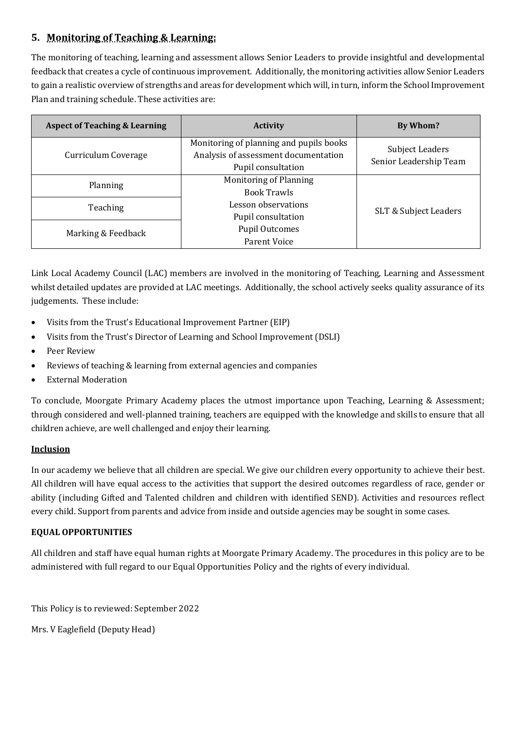## 5. Monitoring of Teaching & Learning:

The monitoring of teaching, learning and assessment allows Senior Leaders to provide insightful and developmental feedback that creates a cycle of continuous improvement. Additionally, the monitoring activities allow Senior Leaders to gain a realistic overview of strengths and areas for development which will, in turn, inform the School Improvement Plan and training schedule. These activities are:

| Aspect of Teaching & Learning | Activity | By Whom? |
|---|---|---|
| Curriculum Coverage | Monitoring of planning and pupils books<br>Analysis of assessment documentation<br>Pupil consultation | Subject Leaders<br>Senior Leadership Team |
| Planning | Monitoring of Planning<br>Book Trawls<br>Lesson observations<br>Pupil consultation<br>Pupil Outcomes<br>Parent Voice | SLT & Subject Leaders |
| Teaching | | |
| Marking & Feedback | | |

Link Local Academy Council (LAC) members are involved in the monitoring of Teaching, Learning and Assessment whilst detailed updates are provided at LAC meetings. Additionally, the school actively seeks quality assurance of its judgements. These include:

- Visits from the Trust's Educational Improvement Partner (EIP)
- Visits from the Trust's Director of Learning and School Improvement (DSLI)
- Peer Review
- Reviews of teaching & learning from external agencies and companies
- External Moderation

To conclude, Moorgate Primary Academy places the utmost importance upon Teaching, Learning & Assessment; through considered and well-planned training, teachers are equipped with the knowledge and skills to ensure that all children achieve, are well challenged and enjoy their learning.

### Inclusion

In our academy we believe that all children are special. We give our children every opportunity to achieve their best. All children will have equal access to the activities that support the desired outcomes regardless of race, gender or ability (including Gifted and Talented children and children with identified SEND). Activities and resources reflect every child. Support from parents and advice from inside and outside agencies may be sought in some cases.

### EQUAL OPPORTUNITIES

All children and staff have equal human rights at Moorgate Primary Academy. The procedures in this policy are to be administered with full regard to our Equal Opportunities Policy and the rights of every individual.

This Policy is to reviewed: September 2022

Mrs. V Eaglefield (Deputy Head)